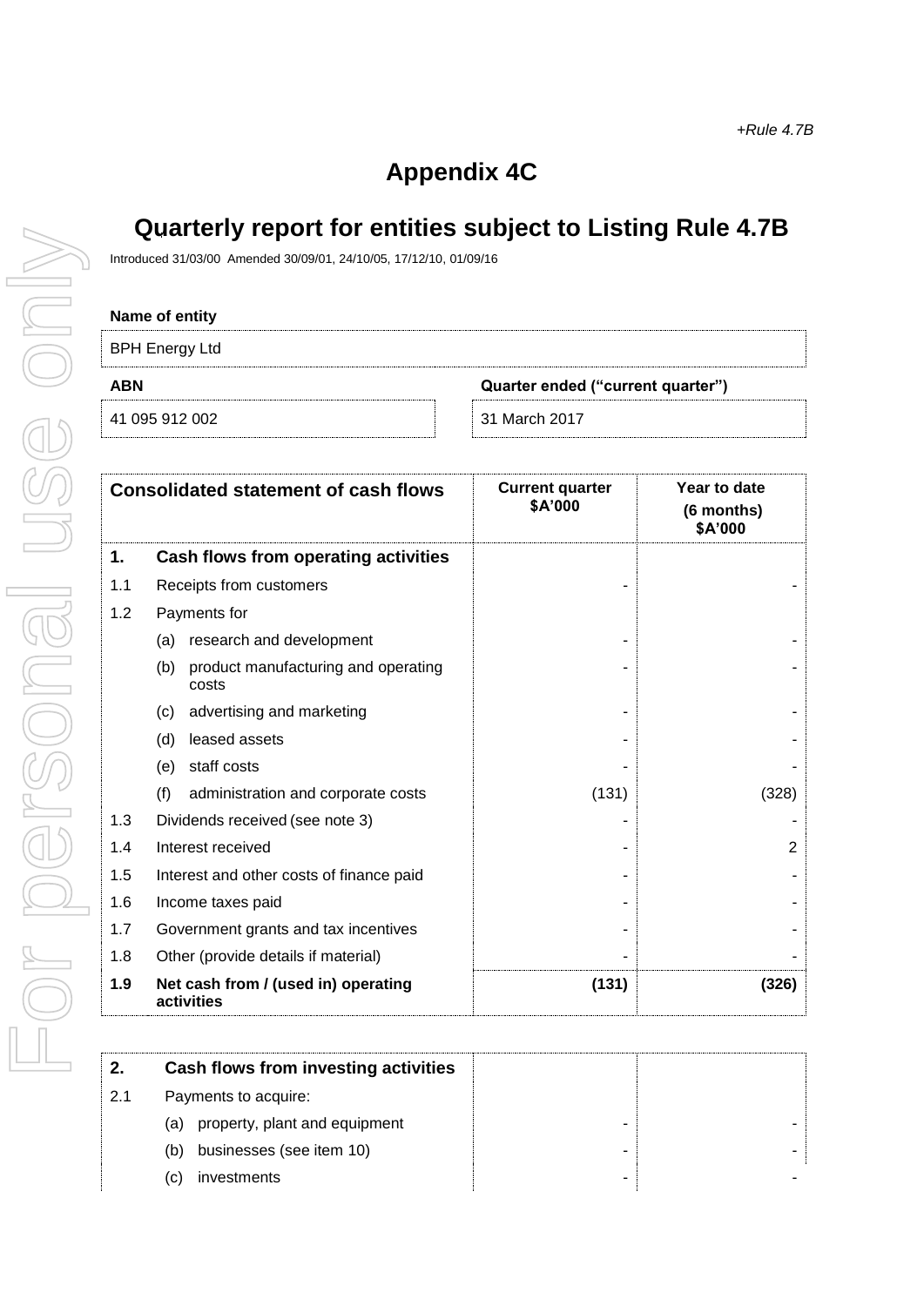*+Rule 4.7B*

# Appendix 4C

# Quarterly report for entities subject to Listing Rule 4.7B

Introduced 31/03/00 Amended 30/09/01, 24/10/05, 17/12/10, 01/09/16

| **Name of entity** | |
|---|---|
| BPH Energy Ltd | |
| **ABN** | **Quarter ended ("current quarter")** |
| 41 095 912 002 | 31 March 2017 |

| | **Consolidated statement of cash flows** | **Current quarter $A'000** | **Year to date (6 months) $A'000** |
|---|---|---|---|
| **1.** | **Cash flows from operating activities** | | |
| 1.1 | Receipts from customers | - | - |
| 1.2 | Payments for | | |
| | (a) research and development | - | - |
| | (b) product manufacturing and operating costs | - | - |
| | (c) advertising and marketing | - | - |
| | (d) leased assets | - | - |
| | (e) staff costs | - | - |
| | (f) administration and corporate costs | (131) | (328) |
| 1.3 | Dividends received (see note 3) | - | - |
| 1.4 | Interest received | - | 2 |
| 1.5 | Interest and other costs of finance paid | - | - |
| 1.6 | Income taxes paid | - | - |
| 1.7 | Government grants and tax incentives | - | - |
| 1.8 | Other (provide details if material) | - | - |
| **1.9** | **Net cash from / (used in) operating activities** | **(131)** | **(326)** |

| | | | |
|---|---|---|---|
| **2.** | **Cash flows from investing activities** | | |
| 2.1 | Payments to acquire: | | |
| | (a) property, plant and equipment | - | - |
| | (b) businesses (see item 10) | - | - |
| | (c) investments | - | - |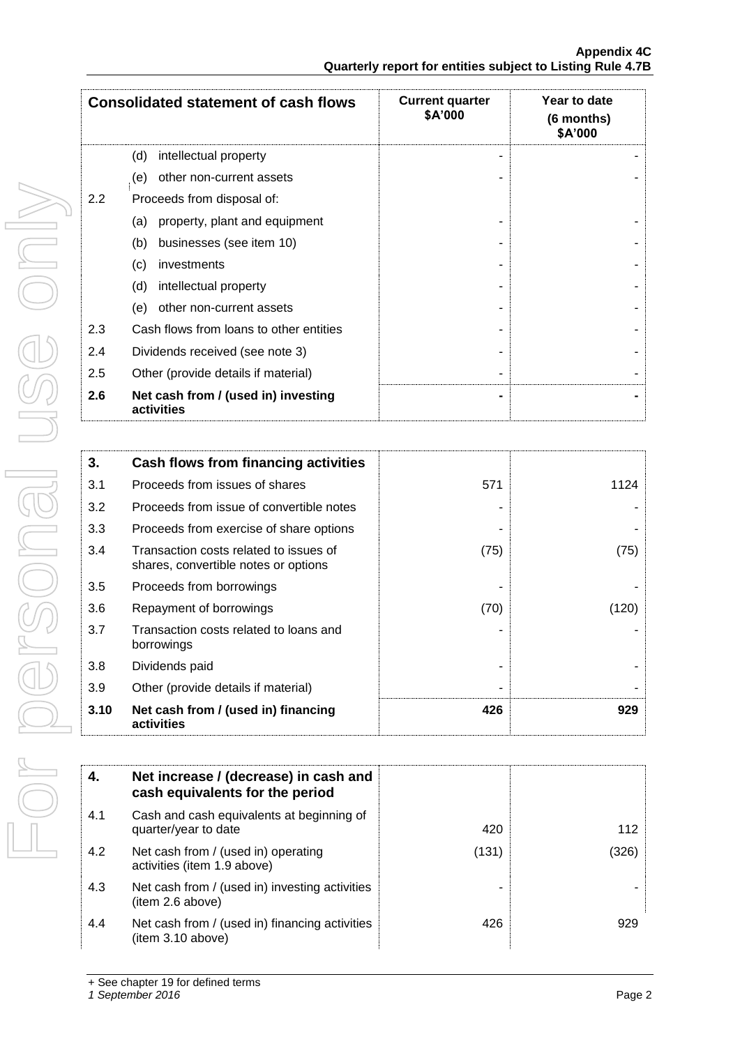| Consolidated statement of cash flows | | Current quarter $A'000 | Year to date (6 months) $A'000 |
|---|---|---|---|
| | (d) intellectual property | - | - |
| | (e) other non-current assets | - | - |
| 2.2 | Proceeds from disposal of: | | |
| | (a) property, plant and equipment | - | - |
| | (b) businesses (see item 10) | - | - |
| | (c) investments | - | - |
| | (d) intellectual property | - | - |
| | (e) other non-current assets | - | - |
| 2.3 | Cash flows from loans to other entities | - | - |
| 2.4 | Dividends received (see note 3) | - | - |
| 2.5 | Other (provide details if material) | - | - |
| **2.6** | **Net cash from / (used in) investing activities** | **-** | **-** |

| | | | |
|---|---|---|---|
| **3.** | **Cash flows from financing activities** | | |
| 3.1 | Proceeds from issues of shares | 571 | 1124 |
| 3.2 | Proceeds from issue of convertible notes | - | - |
| 3.3 | Proceeds from exercise of share options | - | - |
| 3.4 | Transaction costs related to issues of shares, convertible notes or options | (75) | (75) |
| 3.5 | Proceeds from borrowings | - | - |
| 3.6 | Repayment of borrowings | (70) | (120) |
| 3.7 | Transaction costs related to loans and borrowings | - | - |
| 3.8 | Dividends paid | - | - |
| 3.9 | Other (provide details if material) | - | - |
| **3.10** | **Net cash from / (used in) financing activities** | **426** | **929** |

| | | | |
|---|---|---|---|
| **4.** | **Net increase / (decrease) in cash and cash equivalents for the period** | | |
| 4.1 | Cash and cash equivalents at beginning of quarter/year to date | 420 | 112 |
| 4.2 | Net cash from / (used in) operating activities (item 1.9 above) | (131) | (326) |
| 4.3 | Net cash from / (used in) investing activities (item 2.6 above) | - | - |
| 4.4 | Net cash from / (used in) financing activities (item 3.10 above) | 426 | 929 |

+ See chapter 19 for defined terms

*1 September 2016*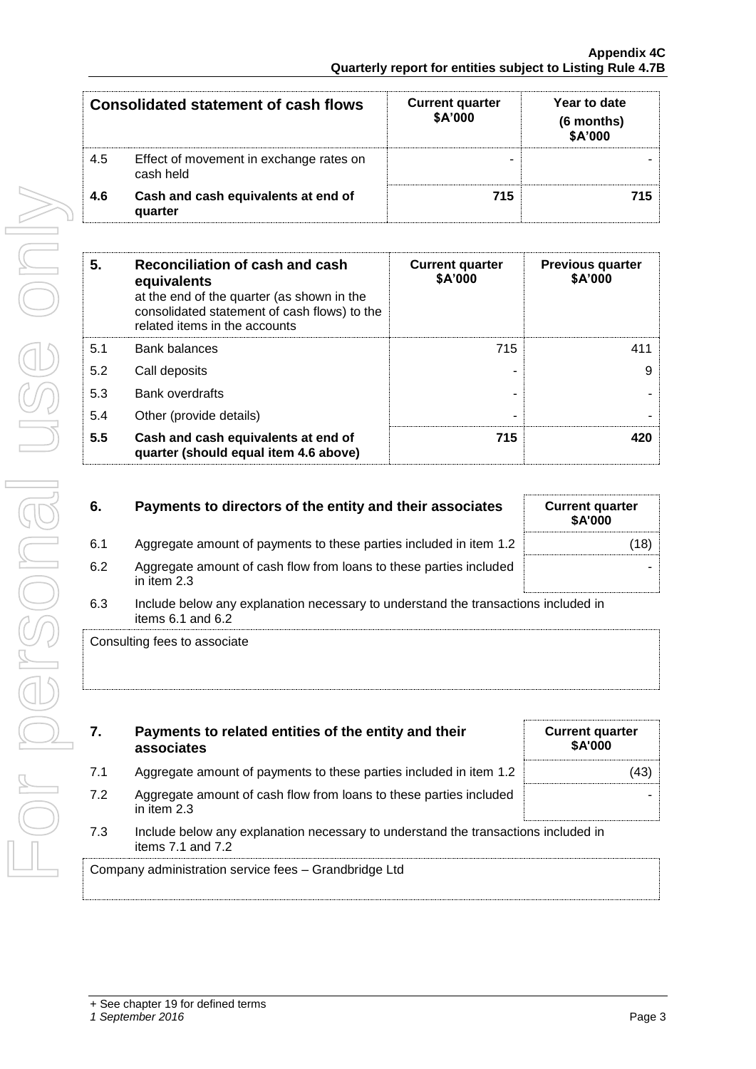| Consolidated statement of cash flows | | Current quarter $A'000 | Year to date (6 months) $A'000 |
|---|---|---|---|
| 4.5 | Effect of movement in exchange rates on cash held | - | - |
| **4.6** | **Cash and cash equivalents at end of quarter** | **715** | **715** |

| 5. | **Reconciliation of cash and cash equivalents** at the end of the quarter (as shown in the consolidated statement of cash flows) to the related items in the accounts | Current quarter $A'000 | Previous quarter $A'000 |
|---|---|---|---|
| 5.1 | Bank balances | 715 | 411 |
| 5.2 | Call deposits | - | 9 |
| 5.3 | Bank overdrafts | - | - |
| 5.4 | Other (provide details) | - | - |
| **5.5** | **Cash and cash equivalents at end of quarter (should equal item 4.6 above)** | **715** | **420** |

| 6. | Payments to directors of the entity and their associates | Current quarter $A'000 |
|---|---|---|
| 6.1 | Aggregate amount of payments to these parties included in item 1.2 | (18) |
| 6.2 | Aggregate amount of cash flow from loans to these parties included in item 2.3 | - |

6.3 Include below any explanation necessary to understand the transactions included in items 6.1 and 6.2

Consulting fees to associate

| 7. | Payments to related entities of the entity and their associates | Current quarter $A'000 |
|---|---|---|
| 7.1 | Aggregate amount of payments to these parties included in item 1.2 | (43) |
| 7.2 | Aggregate amount of cash flow from loans to these parties included in item 2.3 | - |

7.3 Include below any explanation necessary to understand the transactions included in items 7.1 and 7.2

Company administration service fees – Grandbridge Ltd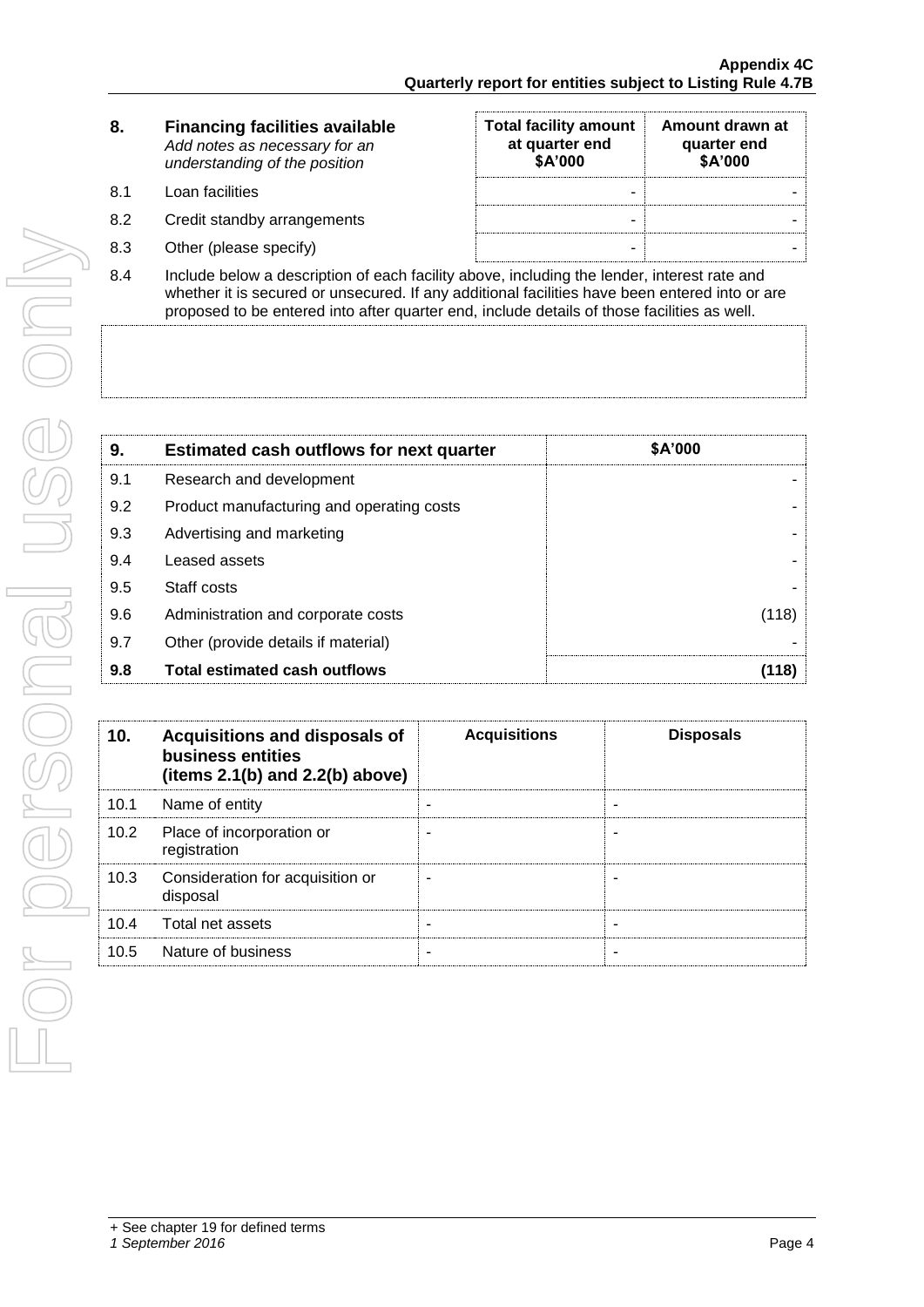| 8. | **Financing facilities available** *Add notes as necessary for an understanding of the position* | **Total facility amount at quarter end $A'000** | **Amount drawn at quarter end $A'000** |
|---|---|---|---|
| 8.1 | Loan facilities | - | - |
| 8.2 | Credit standby arrangements | - | - |
| 8.3 | Other (please specify) | - | - |

8.4 Include below a description of each facility above, including the lender, interest rate and whether it is secured or unsecured. If any additional facilities have been entered into or are proposed to be entered into after quarter end, include details of those facilities as well.

| 9. | **Estimated cash outflows for next quarter** | **$A'000** |
|---|---|---|
| 9.1 | Research and development | - |
| 9.2 | Product manufacturing and operating costs | - |
| 9.3 | Advertising and marketing | - |
| 9.4 | Leased assets | - |
| 9.5 | Staff costs | - |
| 9.6 | Administration and corporate costs | (118) |
| 9.7 | Other (provide details if material) | - |
| **9.8** | **Total estimated cash outflows** | **(118)** |

| 10. | **Acquisitions and disposals of business entities (items 2.1(b) and 2.2(b) above)** | **Acquisitions** | **Disposals** |
|---|---|---|---|
| 10.1 | Name of entity | - | - |
| 10.2 | Place of incorporation or registration | - | - |
| 10.3 | Consideration for acquisition or disposal | - | - |
| 10.4 | Total net assets | - | - |
| 10.5 | Nature of business | - | - |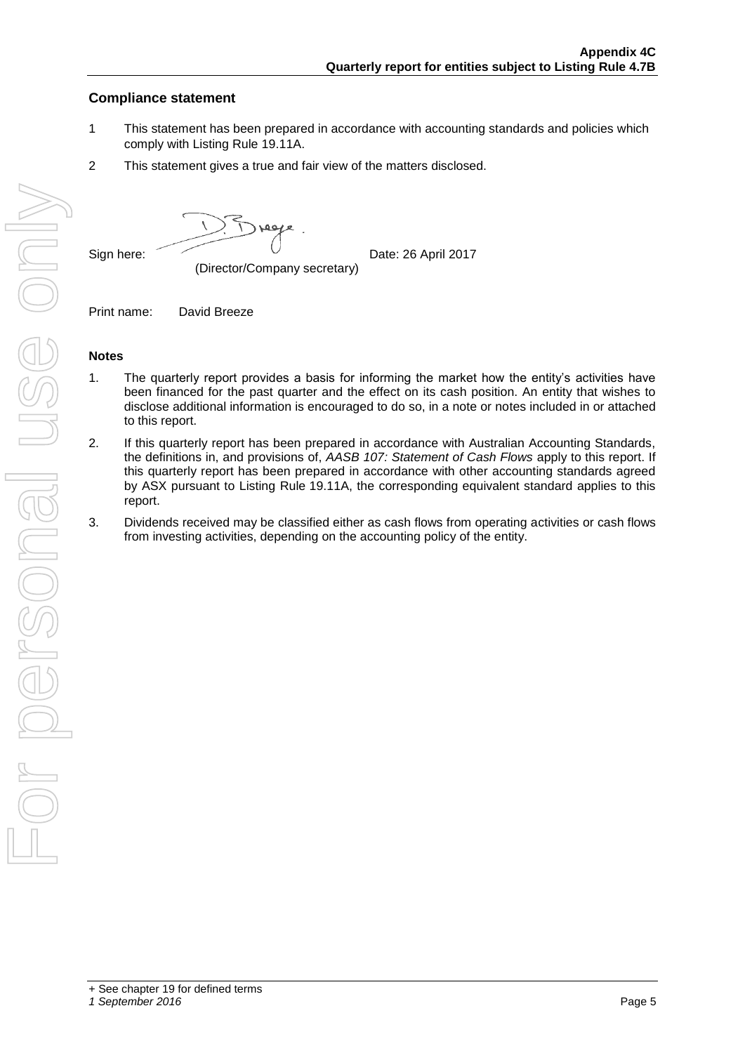## Compliance statement

1. This statement has been prepared in accordance with accounting standards and policies which comply with Listing Rule 19.11A.
2. This statement gives a true and fair view of the matters disclosed.

Sign here: (Director/Company secretary) Date: 26 April 2017

Print name: David Breeze

### Notes

1. The quarterly report provides a basis for informing the market how the entity's activities have been financed for the past quarter and the effect on its cash position. An entity that wishes to disclose additional information is encouraged to do so, in a note or notes included in or attached to this report.
2. If this quarterly report has been prepared in accordance with Australian Accounting Standards, the definitions in, and provisions of, *AASB 107: Statement of Cash Flows* apply to this report. If this quarterly report has been prepared in accordance with other accounting standards agreed by ASX pursuant to Listing Rule 19.11A, the corresponding equivalent standard applies to this report.
3. Dividends received may be classified either as cash flows from operating activities or cash flows from investing activities, depending on the accounting policy of the entity.